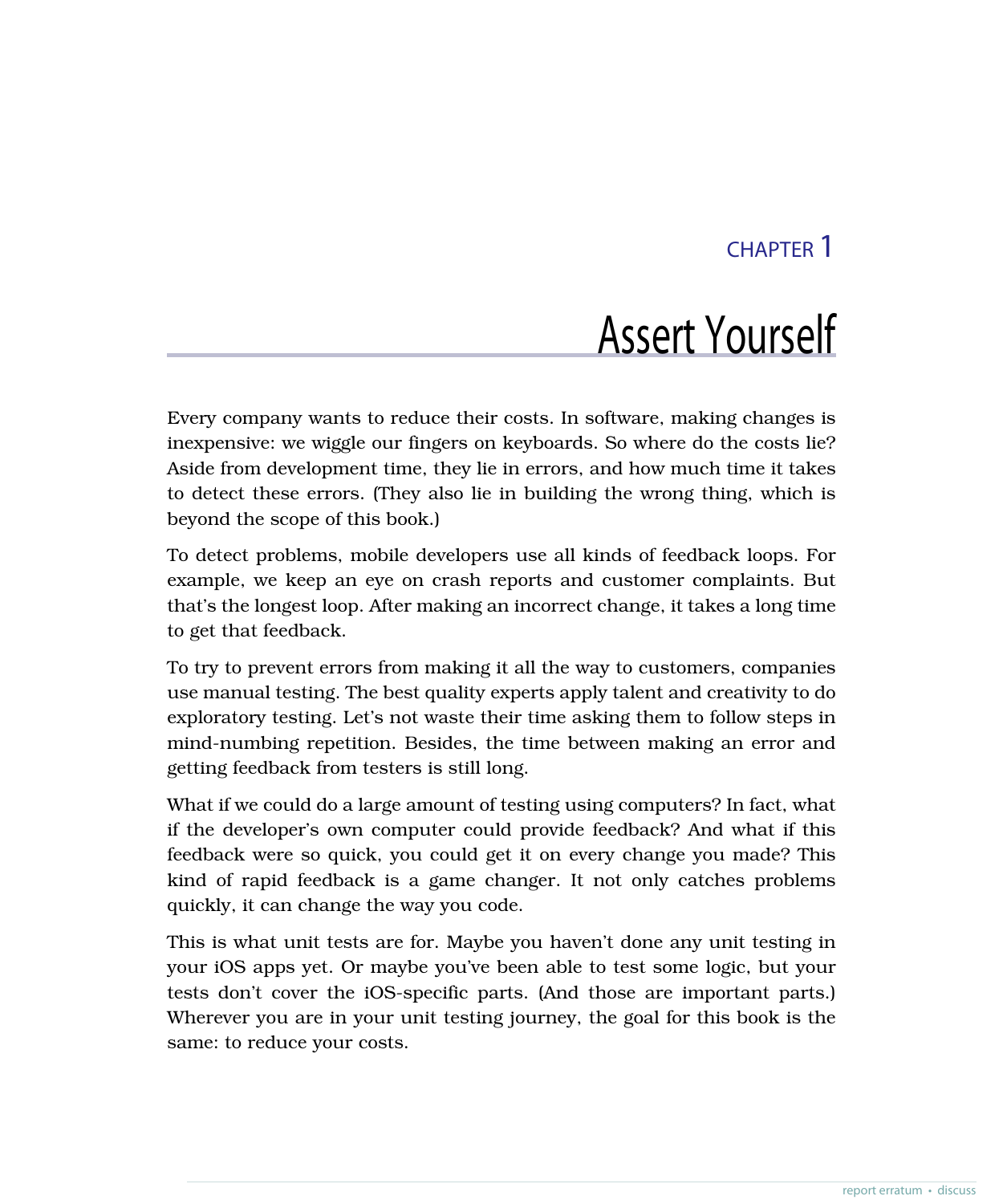# Chapter 1: Assert Yourself

Every company wants to reduce their costs. In software, making changes is inexpensive: we wiggle our fingers on keyboards. So where do the costs lie? Aside from development time, they lie in errors, and how much time it takes to detect these errors. (They also lie in building the wrong thing, which is beyond the scope of this book.)

To detect problems, mobile developers use all kinds of feedback loops. For example, we keep an eye on crash reports and customer complaints. But that's the longest loop. After making an incorrect change, it takes a long time to get that feedback.

To try to prevent errors from making it all the way to customers, companies use manual testing. The best quality experts apply talent and creativity to do exploratory testing. Let's not waste their time asking them to follow steps in mind-numbing repetition. Besides, the time between making an error and getting feedback from testers is still long.

What if we could do a large amount of testing using computers? In fact, what if the developer's own computer could provide feedback? And what if this feedback were so quick, you could get it on every change you made? This kind of rapid feedback is a game changer. It not only catches problems quickly, it can change the way you code.

This is what unit tests are for. Maybe you haven't done any unit testing in your iOS apps yet. Or maybe you've been able to test some logic, but your tests don't cover the iOS-specific parts. (And those are important parts.) Wherever you are in your unit testing journey, the goal for this book is the same: to reduce your costs.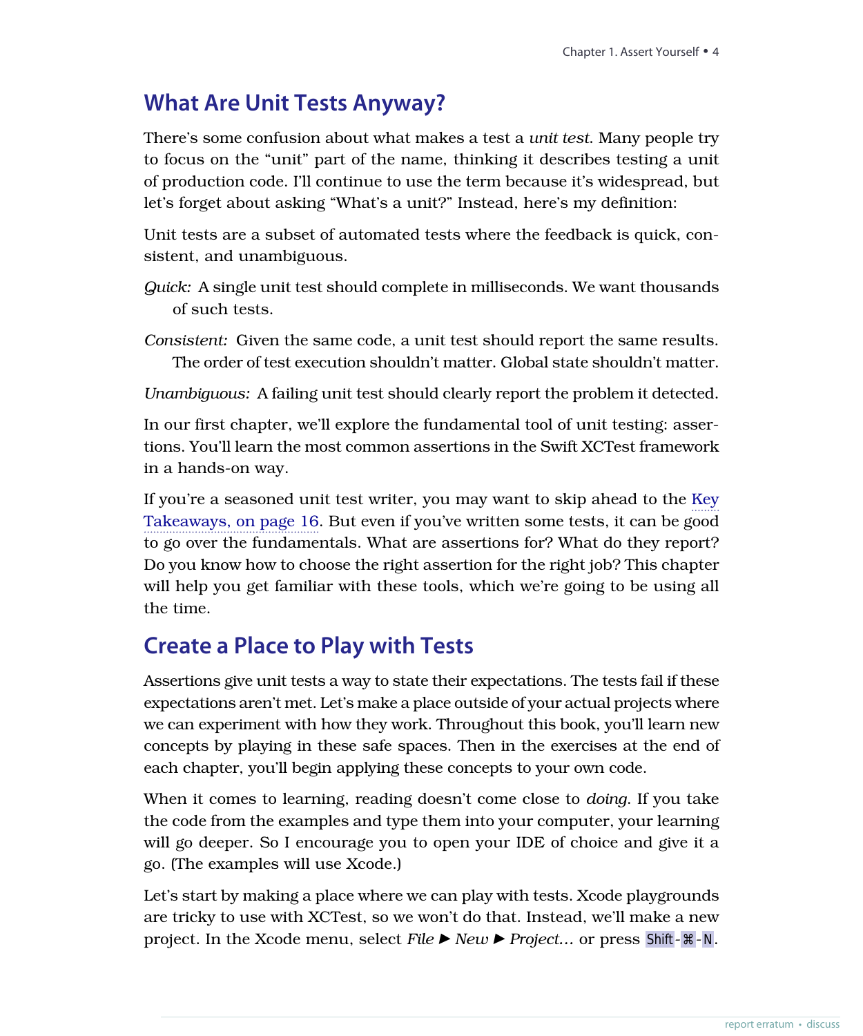## What Are Unit Tests Anyway?

There's some confusion about what makes a test a *unit test*. Many people try to focus on the "unit" part of the name, thinking it describes testing a unit of production code. I'll continue to use the term because it's widespread, but let's forget about asking "What's a unit?" Instead, here's my definition:

Unit tests are a subset of automated tests where the feedback is quick, consistent, and unambiguous.

*Quick:* A single unit test should complete in milliseconds. We want thousands of such tests.

*Consistent:* Given the same code, a unit test should report the same results. The order of test execution shouldn't matter. Global state shouldn't matter.

*Unambiguous:* A failing unit test should clearly report the problem it detected.

In our first chapter, we'll explore the fundamental tool of unit testing: assertions. You'll learn the most common assertions in the Swift XCTest framework in a hands-on way.

If you're a seasoned unit test writer, you may want to skip ahead to the Key Takeaways, on page 16. But even if you've written some tests, it can be good to go over the fundamentals. What are assertions for? What do they report? Do you know how to choose the right assertion for the right job? This chapter will help you get familiar with these tools, which we're going to be using all the time.

## Create a Place to Play with Tests

Assertions give unit tests a way to state their expectations. The tests fail if these expectations aren't met. Let's make a place outside of your actual projects where we can experiment with how they work. Throughout this book, you'll learn new concepts by playing in these safe spaces. Then in the exercises at the end of each chapter, you'll begin applying these concepts to your own code.

When it comes to learning, reading doesn't come close to *doing*. If you take the code from the examples and type them into your computer, your learning will go deeper. So I encourage you to open your IDE of choice and give it a go. (The examples will use Xcode.)

Let's start by making a place where we can play with tests. Xcode playgrounds are tricky to use with XCTest, so we won't do that. Instead, we'll make a new project. In the Xcode menu, select *File* ▶ *New* ▶ *Project…* or press Shift-⌘-N.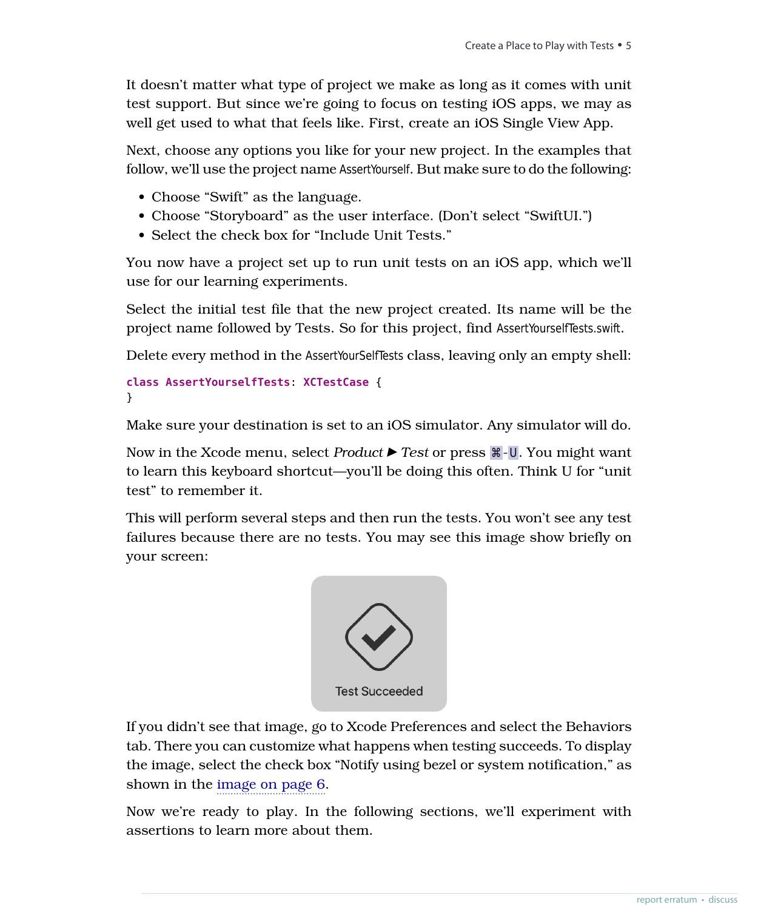It doesn't matter what type of project we make as long as it comes with unit test support. But since we're going to focus on testing iOS apps, we may as well get used to what that feels like. First, create an iOS Single View App.

Next, choose any options you like for your new project. In the examples that follow, we'll use the project name AssertYourself. But make sure to do the following:

- Choose "Swift" as the language.
- Choose "Storyboard" as the user interface. (Don't select "SwiftUI.")
- Select the check box for "Include Unit Tests."

You now have a project set up to run unit tests on an iOS app, which we'll use for our learning experiments.

Select the initial test file that the new project created. Its name will be the project name followed by Tests. So for this project, find AssertYourselfTests.swift.

Delete every method in the AssertYourSelfTests class, leaving only an empty shell:

```
class AssertYourselfTests: XCTestCase {
}
```

Make sure your destination is set to an iOS simulator. Any simulator will do.

Now in the Xcode menu, select *Product ▶ Test* or press ⌘-U. You might want to learn this keyboard shortcut—you'll be doing this often. Think U for "unit test" to remember it.

This will perform several steps and then run the tests. You won't see any test failures because there are no tests. You may see this image show briefly on your screen:

Test Succeeded

If you didn't see that image, go to Xcode Preferences and select the Behaviors tab. There you can customize what happens when testing succeeds. To display the image, select the check box "Notify using bezel or system notification," as shown in the image on page 6.

Now we're ready to play. In the following sections, we'll experiment with assertions to learn more about them.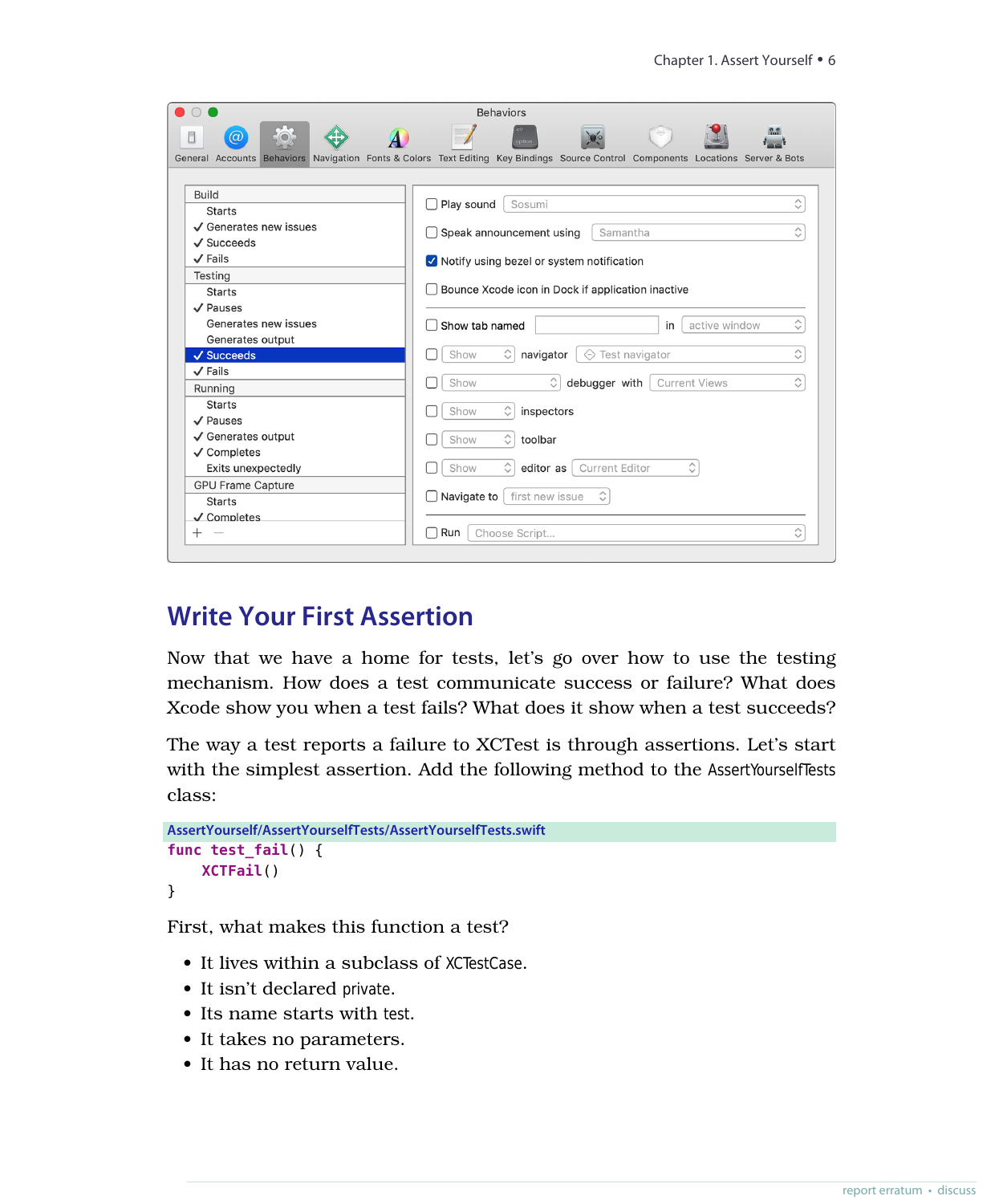## Write Your First Assertion

Now that we have a home for tests, let's go over how to use the testing mechanism. How does a test communicate success or failure? What does Xcode show you when a test fails? What does it show when a test succeeds?

The way a test reports a failure to XCTest is through assertions. Let's start with the simplest assertion. Add the following method to the AssertYourselfTests class:

AssertYourself/AssertYourselfTests/AssertYourselfTests.swift

```
func test_fail() {
    XCTFail()
}
```

First, what makes this function a test?

- It lives within a subclass of XCTestCase.
- It isn't declared private.
- Its name starts with test.
- It takes no parameters.
- It has no return value.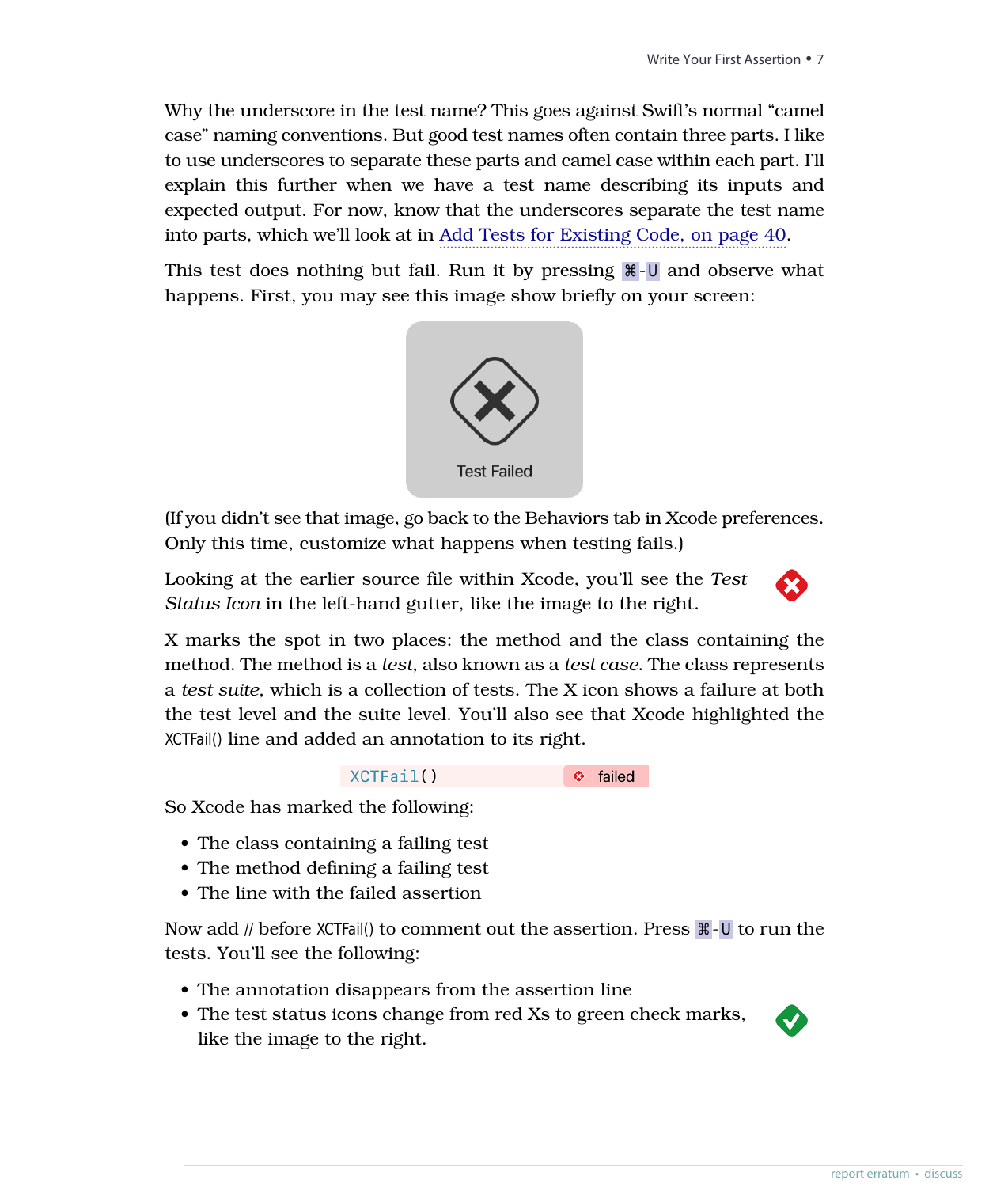Why the underscore in the test name? This goes against Swift's normal "camel case" naming conventions. But good test names often contain three parts. I like to use underscores to separate these parts and camel case within each part. I'll explain this further when we have a test name describing its inputs and expected output. For now, know that the underscores separate the test name into parts, which we'll look at in Add Tests for Existing Code, on page 40.

This test does nothing but fail. Run it by pressing ⌘-U and observe what happens. First, you may see this image show briefly on your screen:

Test Failed

(If you didn't see that image, go back to the Behaviors tab in Xcode preferences. Only this time, customize what happens when testing fails.)

Looking at the earlier source file within Xcode, you'll see the *Test Status Icon* in the left-hand gutter, like the image to the right.

X marks the spot in two places: the method and the class containing the method. The method is a *test*, also known as a *test case*. The class represents a *test suite*, which is a collection of tests. The X icon shows a failure at both the test level and the suite level. You'll also see that Xcode highlighted the XCTFail() line and added an annotation to its right.

```
XCTFail()                failed
```

So Xcode has marked the following:

- The class containing a failing test
- The method defining a failing test
- The line with the failed assertion

Now add // before XCTFail() to comment out the assertion. Press ⌘-U to run the tests. You'll see the following:

- The annotation disappears from the assertion line
- The test status icons change from red Xs to green check marks, like the image to the right.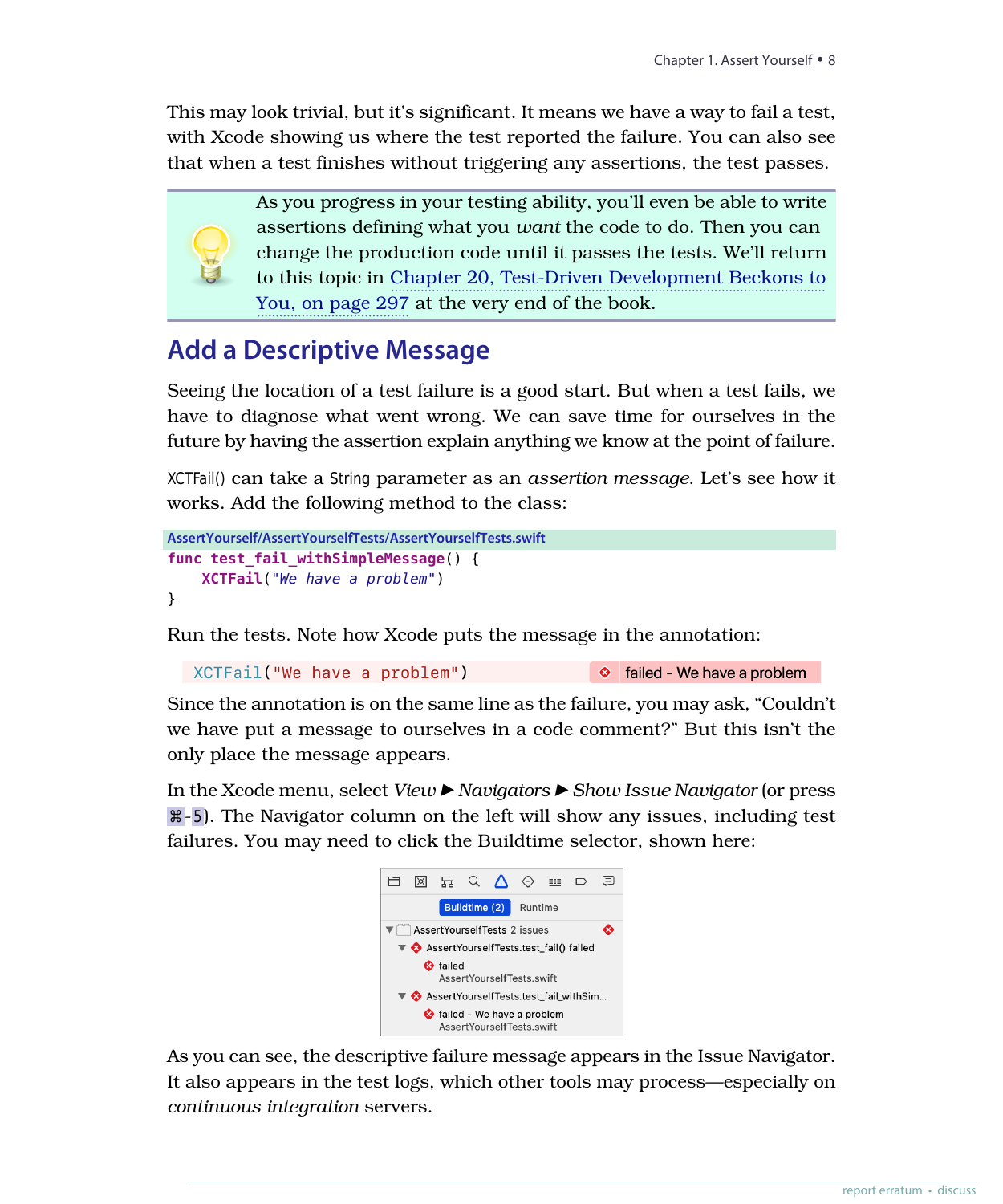This may look trivial, but it's significant. It means we have a way to fail a test, with Xcode showing us where the test reported the failure. You can also see that when a test finishes without triggering any assertions, the test passes.

> As you progress in your testing ability, you'll even be able to write assertions defining what you *want* the code to do. Then you can change the production code until it passes the tests. We'll return to this topic in Chapter 20, Test-Driven Development Beckons to You, on page 297 at the very end of the book.

## Add a Descriptive Message

Seeing the location of a test failure is a good start. But when a test fails, we have to diagnose what went wrong. We can save time for ourselves in the future by having the assertion explain anything we know at the point of failure.

XCTFail() can take a String parameter as an *assertion message*. Let's see how it works. Add the following method to the class:

AssertYourself/AssertYourselfTests/AssertYourselfTests.swift

```
func test_fail_withSimpleMessage() {
    XCTFail("We have a problem")
}
```

Run the tests. Note how Xcode puts the message in the annotation:

```
XCTFail("We have a problem")        failed - We have a problem
```

Since the annotation is on the same line as the failure, you may ask, "Couldn't we have put a message to ourselves in a code comment?" But this isn't the only place the message appears.

In the Xcode menu, select *View* ▶ *Navigators* ▶ *Show Issue Navigator* (or press ⌘-5). The Navigator column on the left will show any issues, including test failures. You may need to click the Buildtime selector, shown here:

```
Buildtime (2)    Runtime
▼ AssertYourselfTests 2 issues
  ▼ AssertYourselfTests.test_fail() failed
      failed
      AssertYourselfTests.swift
  ▼ AssertYourselfTests.test_fail_withSim...
      failed - We have a problem
      AssertYourselfTests.swift
```

As you can see, the descriptive failure message appears in the Issue Navigator. It also appears in the test logs, which other tools may process—especially on *continuous integration* servers.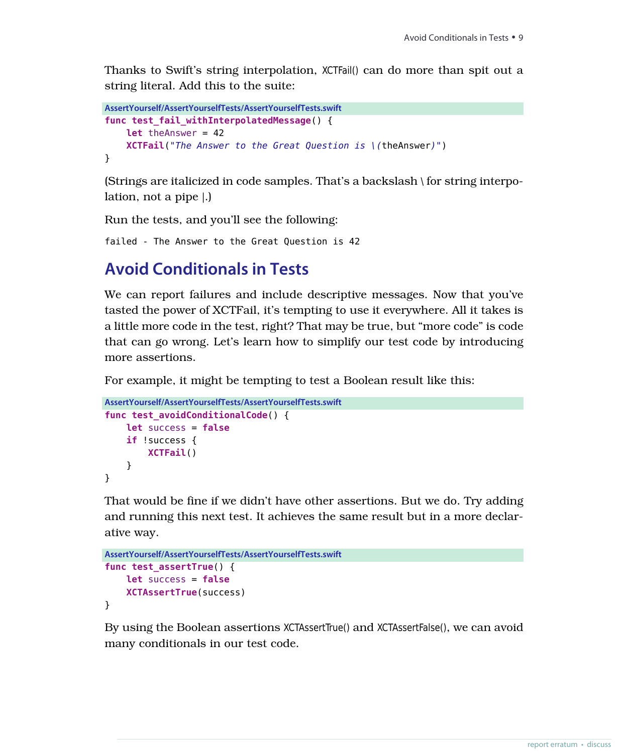Thanks to Swift's string interpolation, XCTFail() can do more than spit out a string literal. Add this to the suite:

AssertYourself/AssertYourselfTests/AssertYourselfTests.swift

```
func test_fail_withInterpolatedMessage() {
    let theAnswer = 42
    XCTFail("The Answer to the Great Question is \(theAnswer)")
}
```

(Strings are italicized in code samples. That's a backslash \ for string interpolation, not a pipe |.)

Run the tests, and you'll see the following:

```
failed - The Answer to the Great Question is 42
```

## Avoid Conditionals in Tests

We can report failures and include descriptive messages. Now that you've tasted the power of XCTFail, it's tempting to use it everywhere. All it takes is a little more code in the test, right? That may be true, but "more code" is code that can go wrong. Let's learn how to simplify our test code by introducing more assertions.

For example, it might be tempting to test a Boolean result like this:

AssertYourself/AssertYourselfTests/AssertYourselfTests.swift

```
func test_avoidConditionalCode() {
    let success = false
    if !success {
        XCTFail()
    }
}
```

That would be fine if we didn't have other assertions. But we do. Try adding and running this next test. It achieves the same result but in a more declarative way.

AssertYourself/AssertYourselfTests/AssertYourselfTests.swift

```
func test_assertTrue() {
    let success = false
    XCTAssertTrue(success)
}
```

By using the Boolean assertions XCTAssertTrue() and XCTAssertFalse(), we can avoid many conditionals in our test code.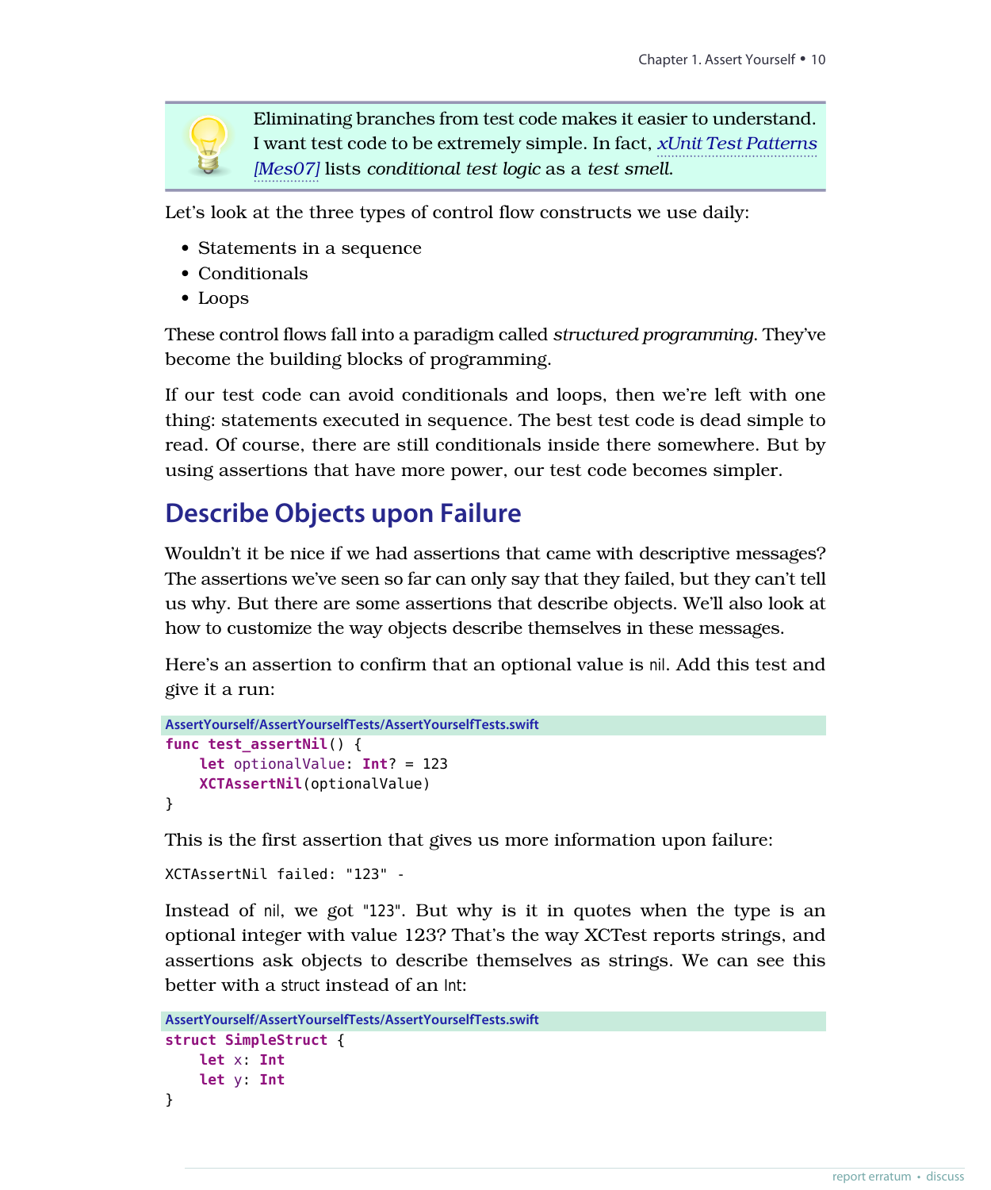> Eliminating branches from test code makes it easier to understand. I want test code to be extremely simple. In fact, *xUnit Test Patterns [Mes07]* lists *conditional test logic* as a *test smell*.

Let's look at the three types of control flow constructs we use daily:

- Statements in a sequence
- Conditionals
- Loops

These control flows fall into a paradigm called *structured programming*. They've become the building blocks of programming.

If our test code can avoid conditionals and loops, then we're left with one thing: statements executed in sequence. The best test code is dead simple to read. Of course, there are still conditionals inside there somewhere. But by using assertions that have more power, our test code becomes simpler.

## Describe Objects upon Failure

Wouldn't it be nice if we had assertions that came with descriptive messages? The assertions we've seen so far can only say that they failed, but they can't tell us why. But there are some assertions that describe objects. We'll also look at how to customize the way objects describe themselves in these messages.

Here's an assertion to confirm that an optional value is `nil`. Add this test and give it a run:

AssertYourself/AssertYourselfTests/AssertYourselfTests.swift

```swift
func test_assertNil() {
    let optionalValue: Int? = 123
    XCTAssertNil(optionalValue)
}
```

This is the first assertion that gives us more information upon failure:

```
XCTAssertNil failed: "123" -
```

Instead of `nil`, we got `"123"`. But why is it in quotes when the type is an optional integer with value 123? That's the way XCTest reports strings, and assertions ask objects to describe themselves as strings. We can see this better with a `struct` instead of an `Int`:

AssertYourself/AssertYourselfTests/AssertYourselfTests.swift

```swift
struct SimpleStruct {
    let x: Int
    let y: Int
}
```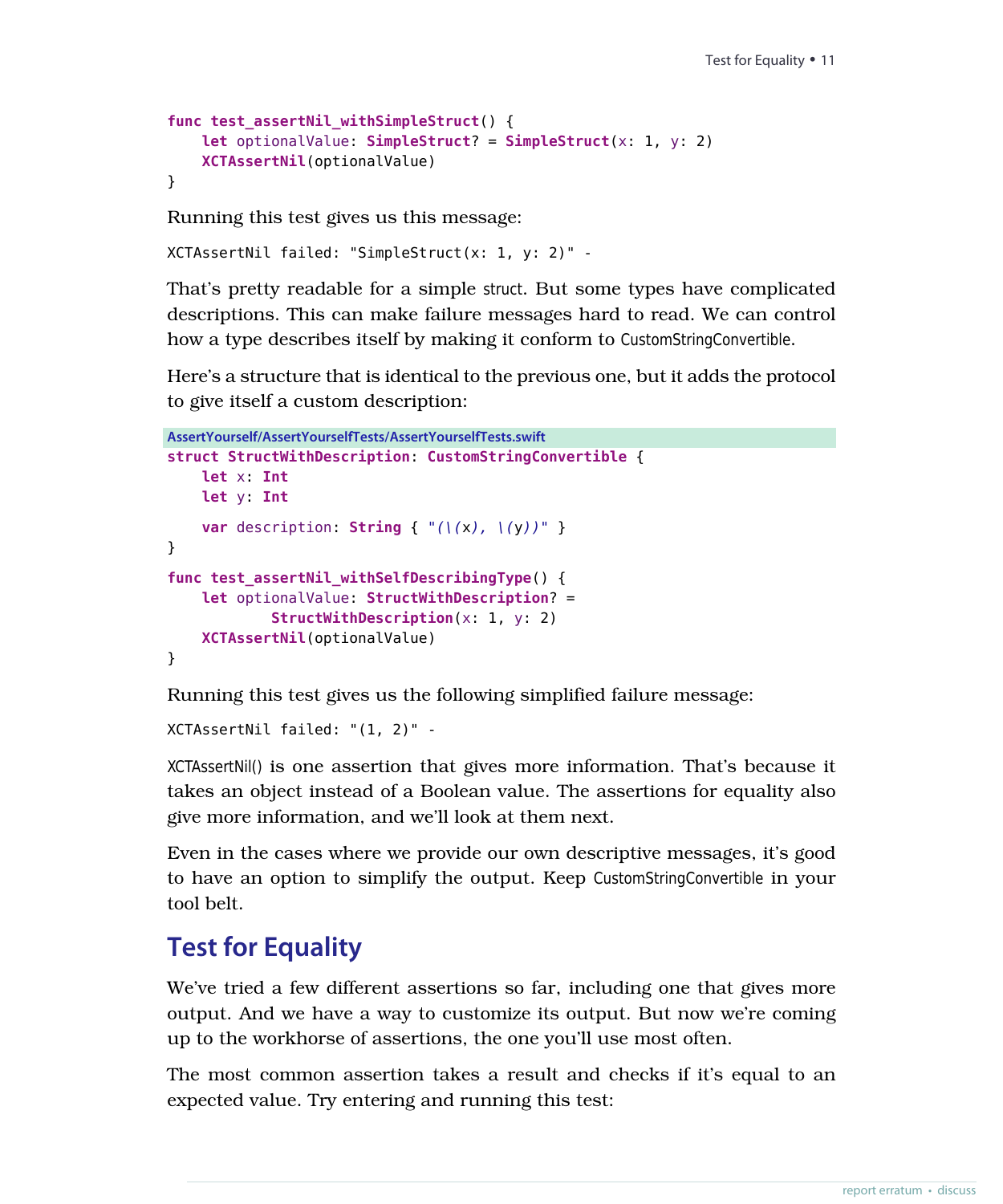```
func test_assertNil_withSimpleStruct() {
    let optionalValue: SimpleStruct? = SimpleStruct(x: 1, y: 2)
    XCTAssertNil(optionalValue)
}
```

Running this test gives us this message:

```
XCTAssertNil failed: "SimpleStruct(x: 1, y: 2)" -
```

That's pretty readable for a simple struct. But some types have complicated descriptions. This can make failure messages hard to read. We can control how a type describes itself by making it conform to CustomStringConvertible.

Here's a structure that is identical to the previous one, but it adds the protocol to give itself a custom description:

AssertYourself/AssertYourselfTests/AssertYourselfTests.swift

```
struct StructWithDescription: CustomStringConvertible {
    let x: Int
    let y: Int

    var description: String { "(\(x), \(y))" }
}

func test_assertNil_withSelfDescribingType() {
    let optionalValue: StructWithDescription? =
            StructWithDescription(x: 1, y: 2)
    XCTAssertNil(optionalValue)
}
```

Running this test gives us the following simplified failure message:

```
XCTAssertNil failed: "(1, 2)" -
```

XCTAssertNil() is one assertion that gives more information. That's because it takes an object instead of a Boolean value. The assertions for equality also give more information, and we'll look at them next.

Even in the cases where we provide our own descriptive messages, it's good to have an option to simplify the output. Keep CustomStringConvertible in your tool belt.

## Test for Equality

We've tried a few different assertions so far, including one that gives more output. And we have a way to customize its output. But now we're coming up to the workhorse of assertions, the one you'll use most often.

The most common assertion takes a result and checks if it's equal to an expected value. Try entering and running this test: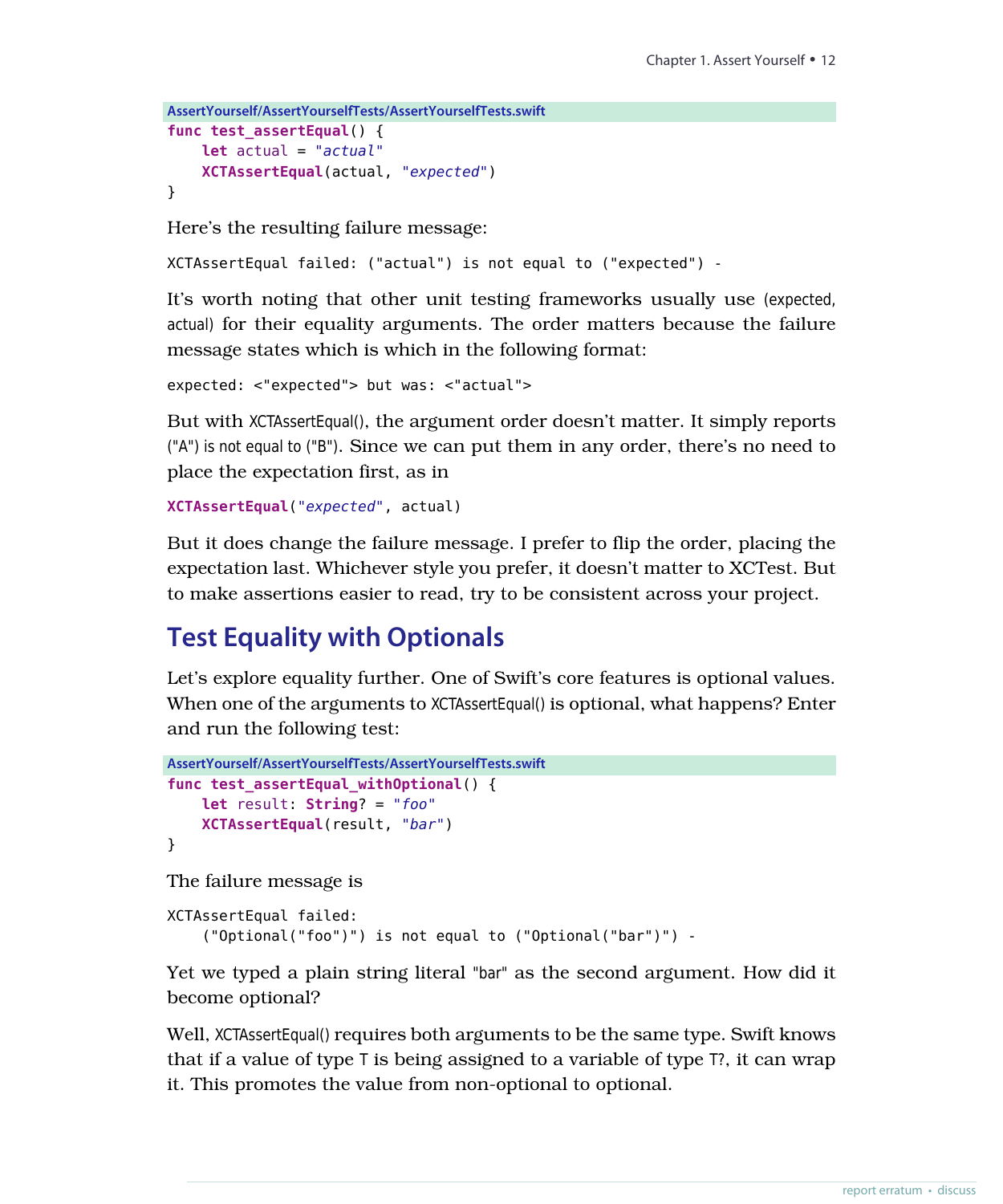AssertYourself/AssertYourselfTests/AssertYourselfTests.swift

```swift
func test_assertEqual() {
    let actual = "actual"
    XCTAssertEqual(actual, "expected")
}
```

Here's the resulting failure message:

```
XCTAssertEqual failed: ("actual") is not equal to ("expected") -
```

It's worth noting that other unit testing frameworks usually use `(expected, actual)` for their equality arguments. The order matters because the failure message states which is which in the following format:

```
expected: <"expected"> but was: <"actual">
```

But with `XCTAssertEqual()`, the argument order doesn't matter. It simply reports `("A") is not equal to ("B")`. Since we can put them in any order, there's no need to place the expectation first, as in

```swift
XCTAssertEqual("expected", actual)
```

But it does change the failure message. I prefer to flip the order, placing the expectation last. Whichever style you prefer, it doesn't matter to XCTest. But to make assertions easier to read, try to be consistent across your project.

## Test Equality with Optionals

Let's explore equality further. One of Swift's core features is optional values. When one of the arguments to `XCTAssertEqual()` is optional, what happens? Enter and run the following test:

AssertYourself/AssertYourselfTests/AssertYourselfTests.swift

```swift
func test_assertEqual_withOptional() {
    let result: String? = "foo"
    XCTAssertEqual(result, "bar")
}
```

The failure message is

```
XCTAssertEqual failed:
    ("Optional("foo")") is not equal to ("Optional("bar")") -
```

Yet we typed a plain string literal `"bar"` as the second argument. How did it become optional?

Well, `XCTAssertEqual()` requires both arguments to be the same type. Swift knows that if a value of type `T` is being assigned to a variable of type `T?`, it can wrap it. This promotes the value from non-optional to optional.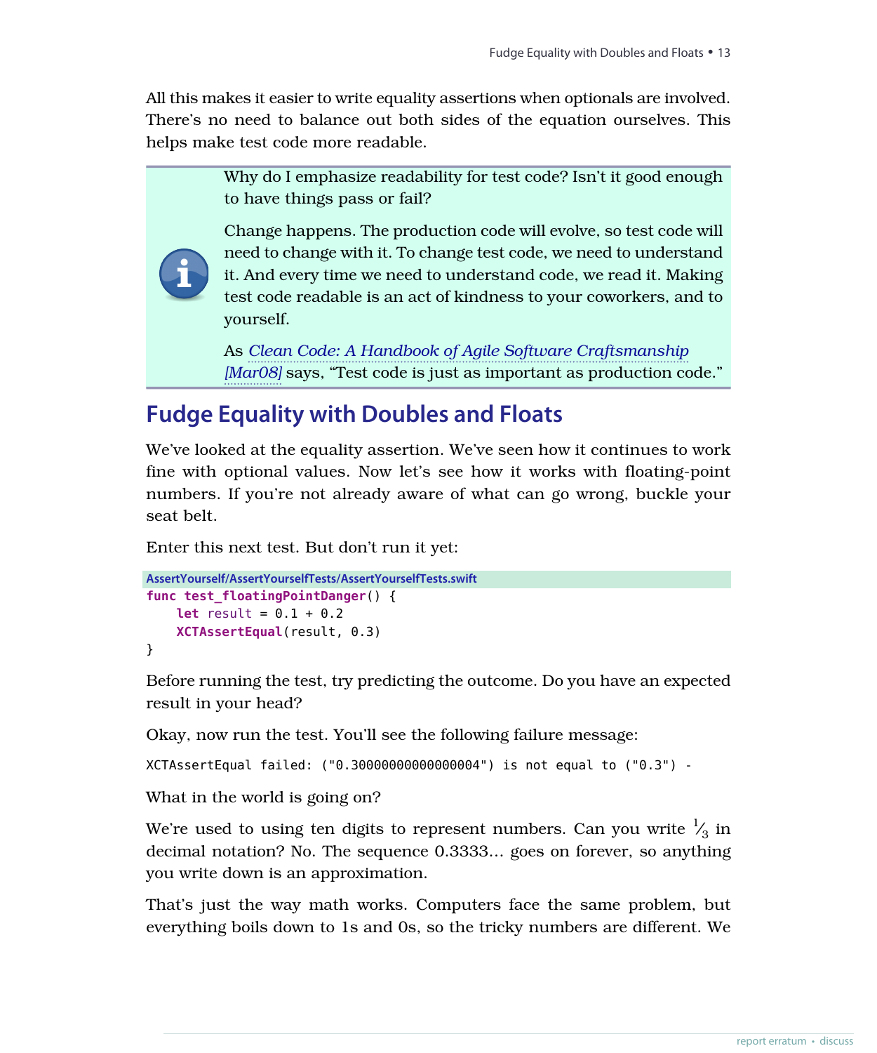All this makes it easier to write equality assertions when optionals are involved. There's no need to balance out both sides of the equation ourselves. This helps make test code more readable.

> Why do I emphasize readability for test code? Isn't it good enough to have things pass or fail?
>
> Change happens. The production code will evolve, so test code will need to change with it. To change test code, we need to understand it. And every time we need to understand code, we read it. Making test code readable is an act of kindness to your coworkers, and to yourself.
>
> As *Clean Code: A Handbook of Agile Software Craftsmanship* [Mar08] says, "Test code is just as important as production code."

## Fudge Equality with Doubles and Floats

We've looked at the equality assertion. We've seen how it continues to work fine with optional values. Now let's see how it works with floating-point numbers. If you're not already aware of what can go wrong, buckle your seat belt.

Enter this next test. But don't run it yet:

**AssertYourself/AssertYourselfTests/AssertYourselfTests.swift**

```
func test_floatingPointDanger() {
    let result = 0.1 + 0.2
    XCTAssertEqual(result, 0.3)
}
```

Before running the test, try predicting the outcome. Do you have an expected result in your head?

Okay, now run the test. You'll see the following failure message:

```
XCTAssertEqual failed: ("0.30000000000000004") is not equal to ("0.3") -
```

What in the world is going on?

We're used to using ten digits to represent numbers. Can you write $\frac{1}{3}$ in decimal notation? No. The sequence 0.3333… goes on forever, so anything you write down is an approximation.

That's just the way math works. Computers face the same problem, but everything boils down to 1s and 0s, so the tricky numbers are different. We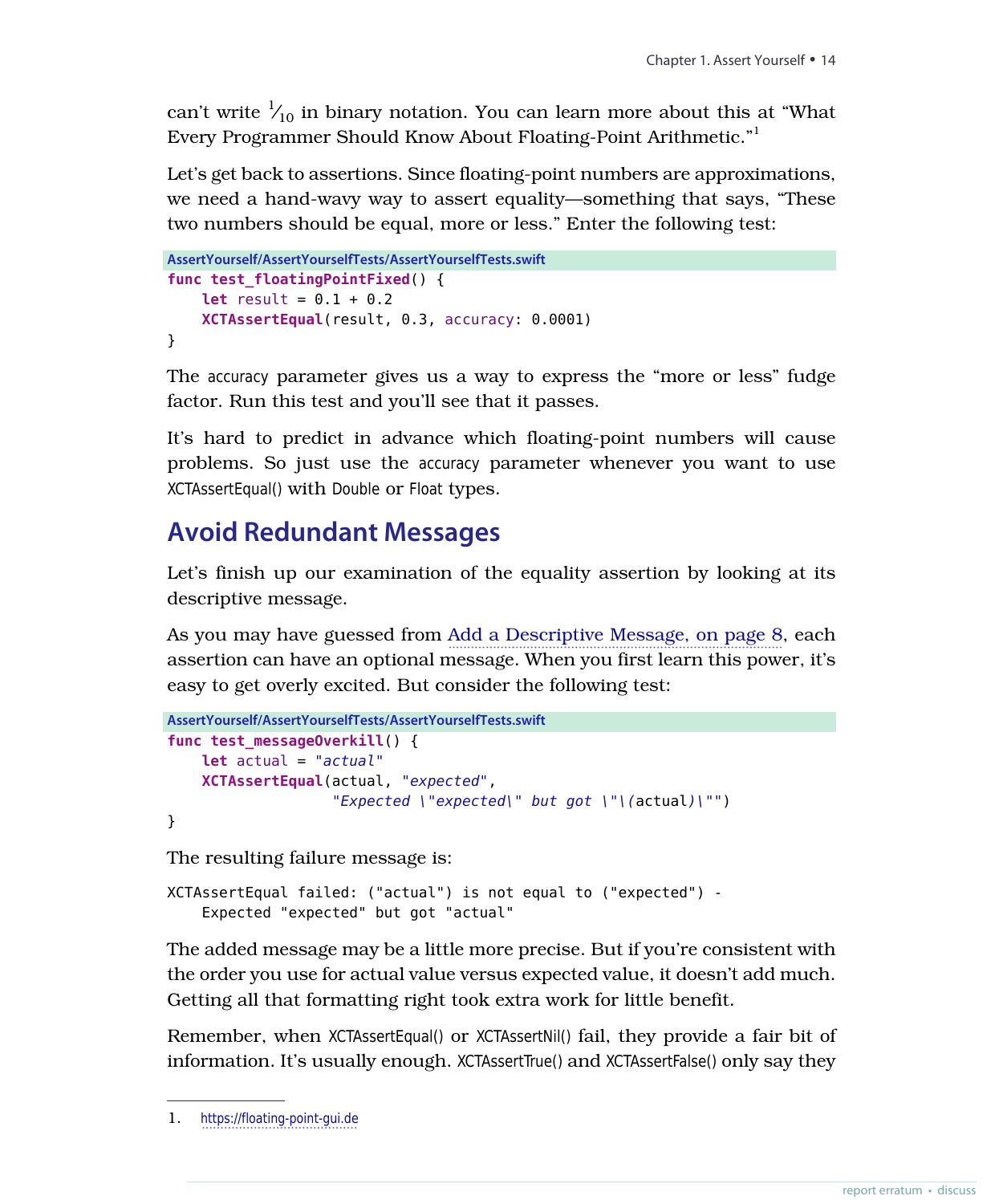can't write $^1/_{10}$ in binary notation. You can learn more about this at "What Every Programmer Should Know About Floating-Point Arithmetic."[1]

Let's get back to assertions. Since floating-point numbers are approximations, we need a hand-wavy way to assert equality—something that says, "These two numbers should be equal, more or less." Enter the following test:

AssertYourself/AssertYourselfTests/AssertYourselfTests.swift

```swift
func test_floatingPointFixed() {
    let result = 0.1 + 0.2
    XCTAssertEqual(result, 0.3, accuracy: 0.0001)
}
```

The `accuracy` parameter gives us a way to express the "more or less" fudge factor. Run this test and you'll see that it passes.

It's hard to predict in advance which floating-point numbers will cause problems. So just use the `accuracy` parameter whenever you want to use `XCTAssertEqual()` with `Double` or `Float` types.

## Avoid Redundant Messages

Let's finish up our examination of the equality assertion by looking at its descriptive message.

As you may have guessed from Add a Descriptive Message, on page 8, each assertion can have an optional message. When you first learn this power, it's easy to get overly excited. But consider the following test:

AssertYourself/AssertYourselfTests/AssertYourselfTests.swift

```swift
func test_messageOverkill() {
    let actual = "actual"
    XCTAssertEqual(actual, "expected",
                   "Expected \"expected\" but got \"\(actual)\"")
}
```

The resulting failure message is:

```
XCTAssertEqual failed: ("actual") is not equal to ("expected") -
    Expected "expected" but got "actual"
```

The added message may be a little more precise. But if you're consistent with the order you use for actual value versus expected value, it doesn't add much. Getting all that formatting right took extra work for little benefit.

Remember, when `XCTAssertEqual()` or `XCTAssertNil()` fail, they provide a fair bit of information. It's usually enough. `XCTAssertTrue()` and `XCTAssertFalse()` only say they

1. https://floating-point-gui.de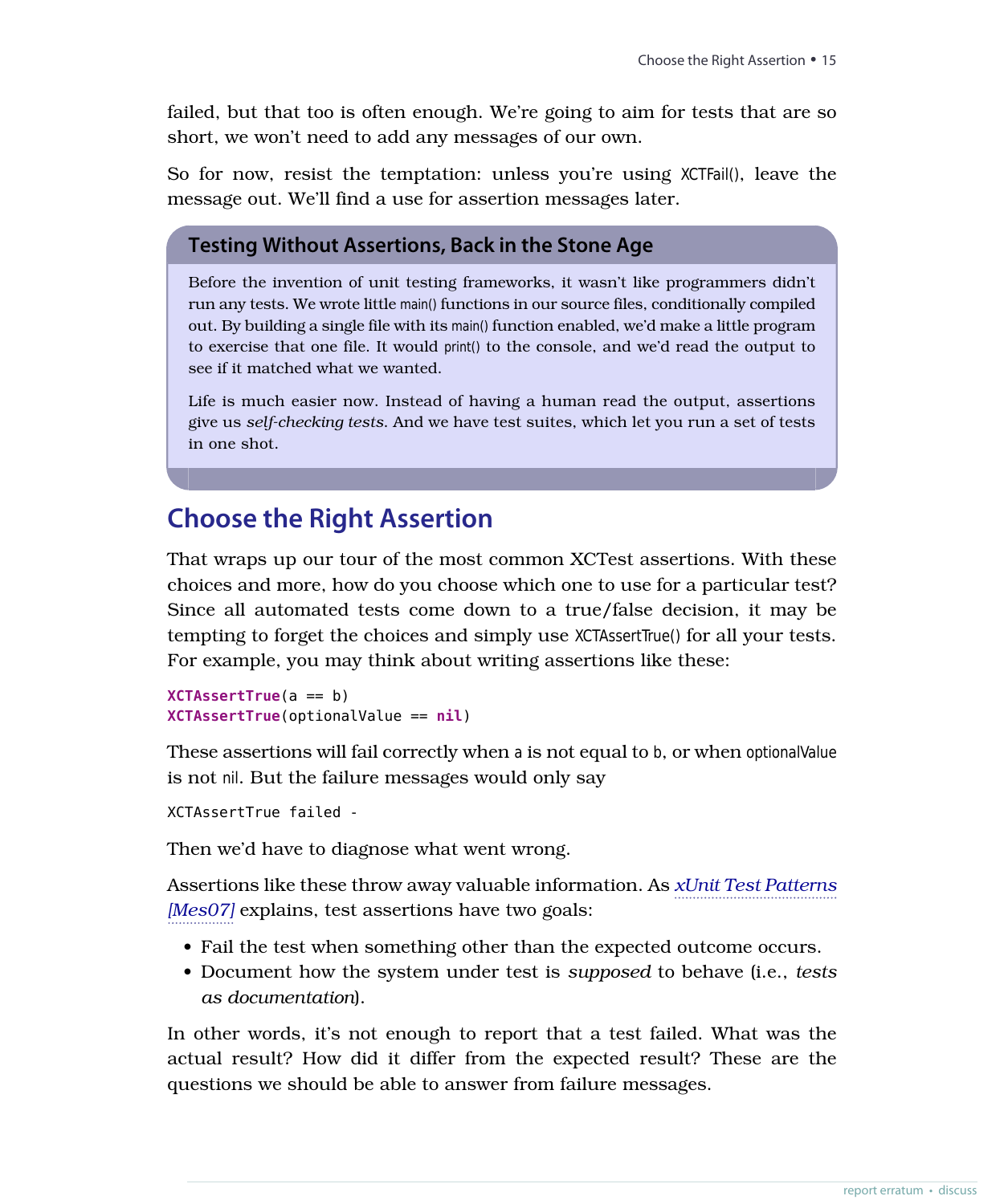failed, but that too is often enough. We're going to aim for tests that are so short, we won't need to add any messages of our own.

So for now, resist the temptation: unless you're using XCTFail(), leave the message out. We'll find a use for assertion messages later.

### Testing Without Assertions, Back in the Stone Age

Before the invention of unit testing frameworks, it wasn't like programmers didn't run any tests. We wrote little main() functions in our source files, conditionally compiled out. By building a single file with its main() function enabled, we'd make a little program to exercise that one file. It would print() to the console, and we'd read the output to see if it matched what we wanted.

Life is much easier now. Instead of having a human read the output, assertions give us *self-checking tests*. And we have test suites, which let you run a set of tests in one shot.

## Choose the Right Assertion

That wraps up our tour of the most common XCTest assertions. With these choices and more, how do you choose which one to use for a particular test? Since all automated tests come down to a true/false decision, it may be tempting to forget the choices and simply use XCTAssertTrue() for all your tests. For example, you may think about writing assertions like these:

```
XCTAssertTrue(a == b)
XCTAssertTrue(optionalValue == nil)
```

These assertions will fail correctly when a is not equal to b, or when optionalValue is not nil. But the failure messages would only say

```
XCTAssertTrue failed -
```

Then we'd have to diagnose what went wrong.

Assertions like these throw away valuable information. As *xUnit Test Patterns [Mes07]* explains, test assertions have two goals:

- Fail the test when something other than the expected outcome occurs.
- Document how the system under test is *supposed* to behave (i.e., *tests as documentation*).

In other words, it's not enough to report that a test failed. What was the actual result? How did it differ from the expected result? These are the questions we should be able to answer from failure messages.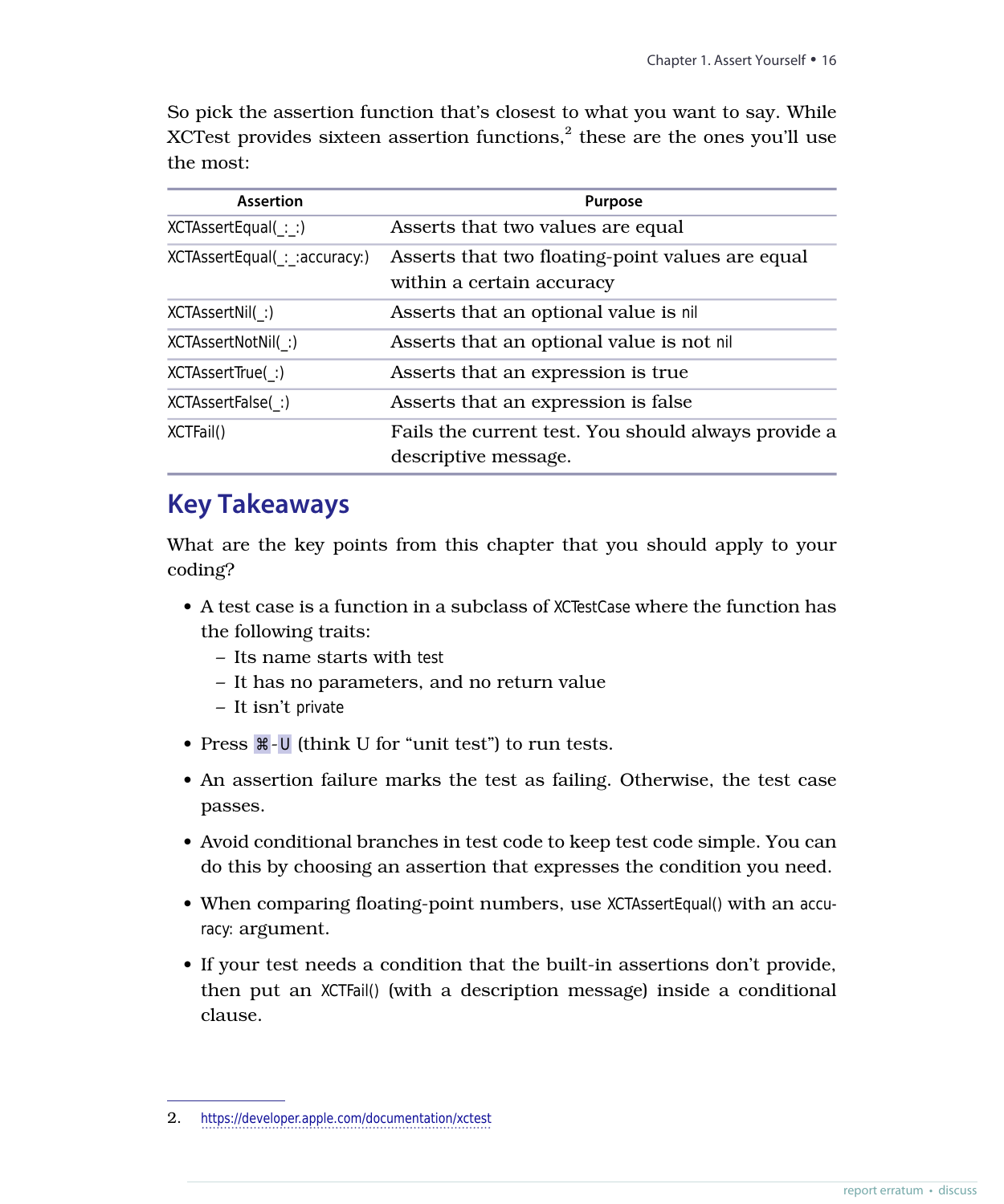So pick the assertion function that's closest to what you want to say. While XCTest provides sixteen assertion functions,[2] these are the ones you'll use the most:

| Assertion | Purpose |
|---|---|
| `XCTAssertEqual(_:_:)` | Asserts that two values are equal |
| `XCTAssertEqual(_:_:accuracy:)` | Asserts that two floating-point values are equal within a certain accuracy |
| `XCTAssertNil(_:)` | Asserts that an optional value is `nil` |
| `XCTAssertNotNil(_:)` | Asserts that an optional value is not `nil` |
| `XCTAssertTrue(_:)` | Asserts that an expression is true |
| `XCTAssertFalse(_:)` | Asserts that an expression is false |
| `XCTFail()` | Fails the current test. You should always provide a descriptive message. |

## Key Takeaways

What are the key points from this chapter that you should apply to your coding?

- A test case is a function in a subclass of `XCTestCase` where the function has the following traits:
  - Its name starts with `test`
  - It has no parameters, and no return value
  - It isn't `private`
- Press ⌘-U (think U for "unit test") to run tests.
- An assertion failure marks the test as failing. Otherwise, the test case passes.
- Avoid conditional branches in test code to keep test code simple. You can do this by choosing an assertion that expresses the condition you need.
- When comparing floating-point numbers, use `XCTAssertEqual()` with an `accuracy:` argument.
- If your test needs a condition that the built-in assertions don't provide, then put an `XCTFail()` (with a description message) inside a conditional clause.

2. https://developer.apple.com/documentation/xctest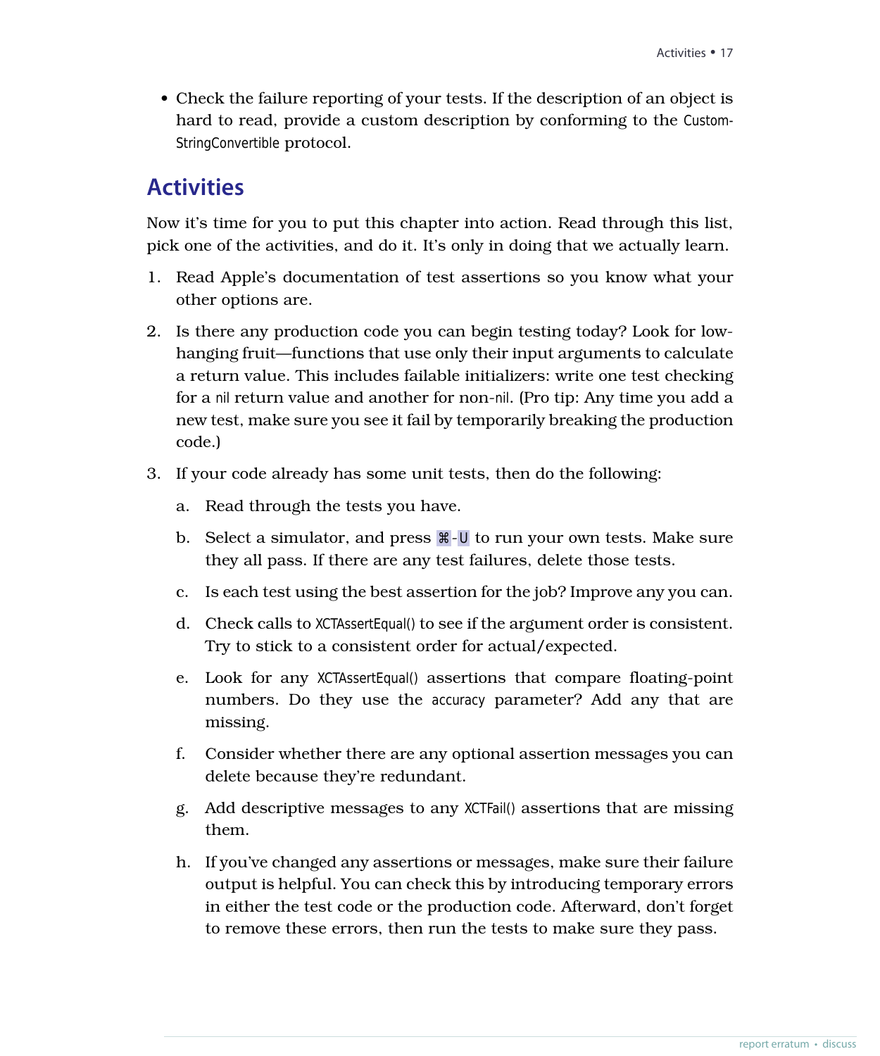- Check the failure reporting of your tests. If the description of an object is hard to read, provide a custom description by conforming to the `CustomStringConvertible` protocol.

## Activities

Now it's time for you to put this chapter into action. Read through this list, pick one of the activities, and do it. It's only in doing that we actually learn.

1. Read Apple's documentation of test assertions so you know what your other options are.

2. Is there any production code you can begin testing today? Look for low-hanging fruit—functions that use only their input arguments to calculate a return value. This includes failable initializers: write one test checking for a `nil` return value and another for non-`nil`. (Pro tip: Any time you add a new test, make sure you see it fail by temporarily breaking the production code.)

3. If your code already has some unit tests, then do the following:

   a. Read through the tests you have.

   b. Select a simulator, and press ⌘-U to run your own tests. Make sure they all pass. If there are any test failures, delete those tests.

   c. Is each test using the best assertion for the job? Improve any you can.

   d. Check calls to `XCTAssertEqual()` to see if the argument order is consistent. Try to stick to a consistent order for actual/expected.

   e. Look for any `XCTAssertEqual()` assertions that compare floating-point numbers. Do they use the `accuracy` parameter? Add any that are missing.

   f. Consider whether there are any optional assertion messages you can delete because they're redundant.

   g. Add descriptive messages to any `XCTFail()` assertions that are missing them.

   h. If you've changed any assertions or messages, make sure their failure output is helpful. You can check this by introducing temporary errors in either the test code or the production code. Afterward, don't forget to remove these errors, then run the tests to make sure they pass.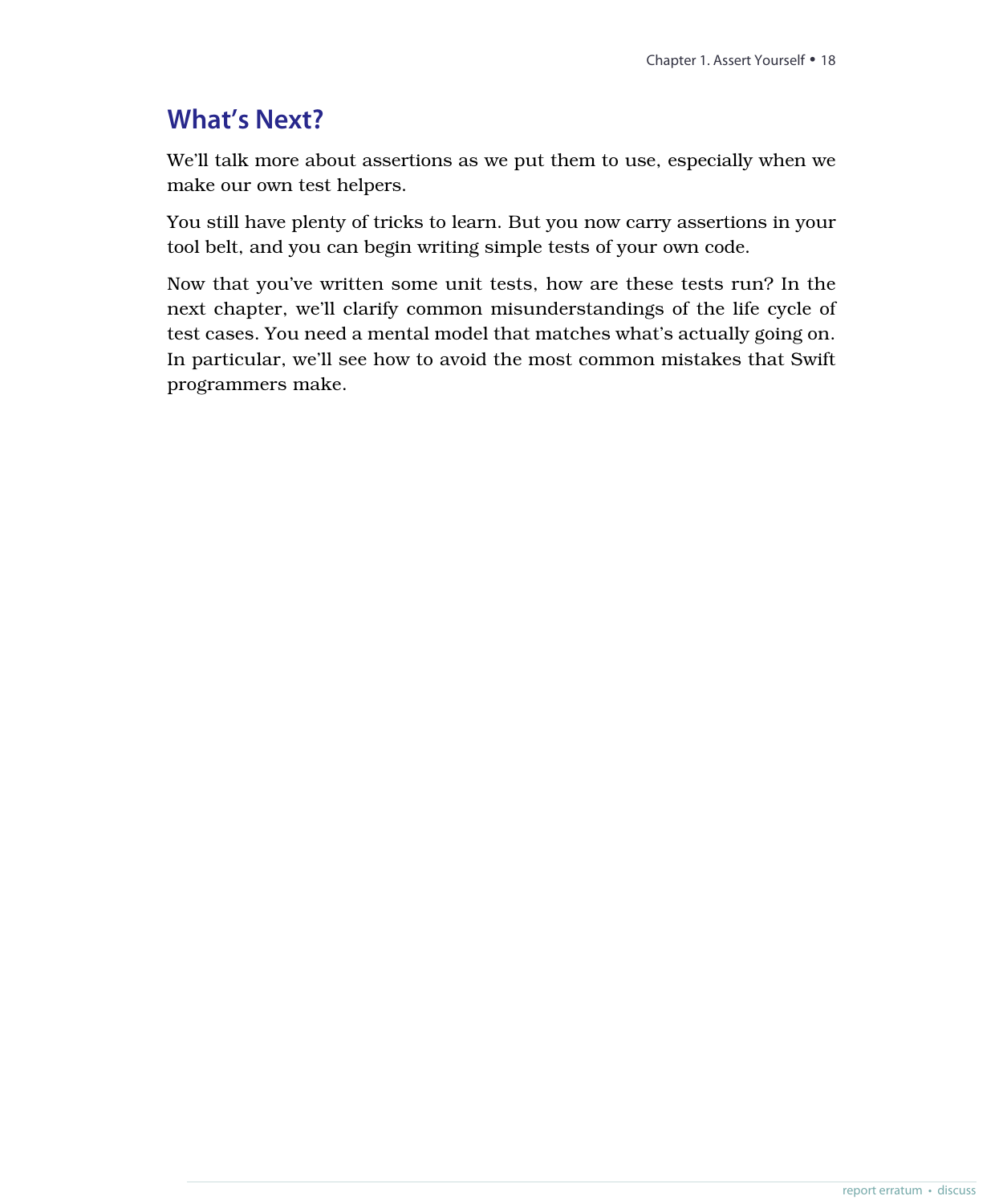## What's Next?

We'll talk more about assertions as we put them to use, especially when we make our own test helpers.

You still have plenty of tricks to learn. But you now carry assertions in your tool belt, and you can begin writing simple tests of your own code.

Now that you've written some unit tests, how are these tests run? In the next chapter, we'll clarify common misunderstandings of the life cycle of test cases. You need a mental model that matches what's actually going on. In particular, we'll see how to avoid the most common mistakes that Swift programmers make.